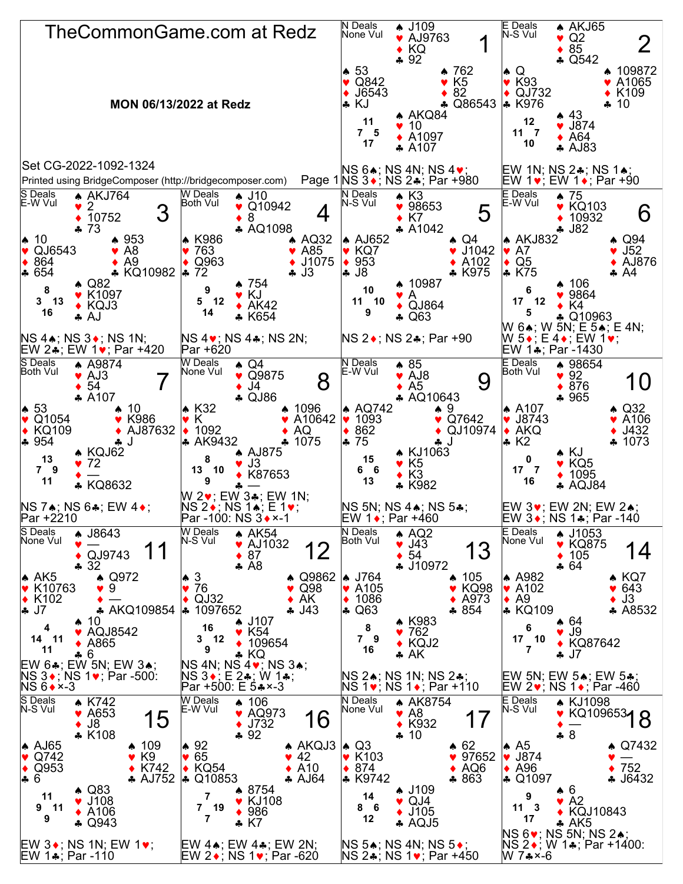# TheCommonGame.com at Redz

**MON 06/13/2022 at Redz**

Set CG-2022-1092-1324

Printed using BridgeComposer (http://bridgecomposer.com)

## Board 1
N Deals, None Vul

- North: ♠ J109 ♥ AJ9763 ♦ KQ ♣ 92
- West: ♠ 53 ♥ Q842 ♦ J6543 ♣ KJ
- East: ♠ 762 ♥ K5 ♦ 82 ♣ Q86543
- South: ♠ AKQ84 ♥ 10 ♦ A1097 ♣ A107

HCP: N 11, W 7, E 5, S 17

NS 6♠; NS 4N; NS 4♥; NS 3♦; NS 2♣; Par +980

## Board 2
E Deals, N-S Vul

- North: ♠ AKJ65 ♥ Q2 ♦ 85 ♣ Q542
- West: ♠ Q ♥ K93 ♦ QJ732 ♣ K976
- East: ♠ 109872 ♥ A1065 ♦ K109 ♣ 10
- South: ♠ 43 ♥ J874 ♦ A64 ♣ AJ83

HCP: N 12, W 11, E 7, S 10

EW 1N; NS 2♣; NS 1♠; EW 1♥; EW 1♦; Par +90

## Board 3
S Deals, E-W Vul

- North: ♠ AKJ764 ♥ 2 ♦ 10752 ♣ 73
- West: ♠ 10 ♥ QJ6543 ♦ 864 ♣ 654
- East: ♠ 953 ♥ A8 ♦ A9 ♣ KQ10982
- South: ♠ Q82 ♥ K1097 ♦ KQJ3 ♣ AJ

HCP: N 8, W 3, E 13, S 16

NS 4♠; NS 3♦; NS 1N; EW 2♣; EW 1♥; Par +420

## Board 4
W Deals, Both Vul

- North: ♠ J10 ♥ Q10942 ♦ 8 ♣ AQ1098
- West: ♠ K986 ♥ 763 ♦ Q963 ♣ 72
- East: ♠ AQ32 ♥ A85 ♦ J1075 ♣ J3
- South: ♠ 754 ♥ KJ ♦ AK42 ♣ K654

HCP: N 9, W 5, E 12, S 14

NS 4♥; NS 4♣; NS 2N; Par +620

## Board 5
N Deals, N-S Vul

- North: ♠ K3 ♥ 98653 ♦ K7 ♣ A1042
- West: ♠ AJ652 ♥ KQ7 ♦ 953 ♣ J8
- East: ♠ Q4 ♥ J1042 ♦ A102 ♣ K975
- South: ♠ 10987 ♥ A ♦ QJ864 ♣ Q63

HCP: N 10, W 11, E 10, S 9

NS 2♦; NS 2♣; Par +90

## Board 6
E Deals, E-W Vul

- North: ♠ 75 ♥ KQ103 ♦ 10932 ♣ J82
- West: ♠ AKJ832 ♥ A7 ♦ Q5 ♣ K75
- East: ♠ Q94 ♥ J52 ♦ AJ876 ♣ A4
- South: ♠ 106 ♥ 9864 ♦ K4 ♣ Q10963

HCP: N 6, W 17, E 12, S 5

W 6♠; W 5N; E 5♠; E 4N; W 5♦; E 4♦; EW 1♥; EW 1♣; Par -1430

## Board 7
S Deals, Both Vul

- North: ♠ A9874 ♥ AJ3 ♦ 54 ♣ A107
- West: ♠ 53 ♥ Q1054 ♦ KQ109 ♣ 954
- East: ♠ 10 ♥ K986 ♦ AJ87632 ♣ J
- South: ♠ KQJ62 ♥ 72 ♦ — ♣ KQ8632

HCP: N 13, W 7, E 9, S 11

NS 7♠; NS 6♣; EW 4♦; Par +2210

## Board 8
W Deals, None Vul

- North: ♠ Q4 ♥ Q9875 ♦ J4 ♣ QJ86
- West: ♠ K32 ♥ K ♦ 1092 ♣ AK9432
- East: ♠ 1096 ♥ A10642 ♦ AQ ♣ 1075
- South: ♠ AJ875 ♥ J3 ♦ K87653 ♣ —

HCP: N 8, W 13, E 10, S 9

W 2♥; EW 3♣; EW 1N; NS 2♦; NS 1♠; E 1♥; Par -100: NS 3♦×-1

## Board 9
N Deals, E-W Vul

- North: ♠ 85 ♥ AJ8 ♦ A5 ♣ AQ10643
- West: ♠ AQ742 ♥ 1093 ♦ 862 ♣ 75
- East: ♠ 9 ♥ Q7642 ♦ QJ10974 ♣ J
- South: ♠ KJ1063 ♥ K5 ♦ K3 ♣ K982

HCP: N 15, W 6, E 6, S 13

NS 5N; NS 4♠; NS 5♣; EW 1♦; Par +460

## Board 10
E Deals, Both Vul

- North: ♠ 98654 ♥ 92 ♦ 876 ♣ 965
- West: ♠ A107 ♥ J8743 ♦ AKQ ♣ K2
- East: ♠ Q32 ♥ A106 ♦ J432 ♣ 1073
- South: ♠ KJ ♥ KQ5 ♦ 1095 ♣ AQJ84

HCP: N 0, W 17, E 7, S 16

EW 3♥; EW 2N; EW 2♠; EW 3♦; NS 1♣; Par -140

## Board 11
S Deals, None Vul

- North: ♠ J8643 ♥ — ♦ QJ9743 ♣ 32
- West: ♠ AK5 ♥ K10763 ♦ K102 ♣ J7
- East: ♠ Q972 ♥ 9 ♦ — ♣ AKQ109854
- South: ♠ 10 ♥ AQJ8542 ♦ A865 ♣ 6

HCP: N 4, W 14, E 11, S 11

EW 6♣; EW 5N; EW 3♠; NS 3♦; NS 1♥; Par -500: NS 6♦×-3

## Board 12
W Deals, N-S Vul

- North: ♠ AK54 ♥ AJ1032 ♦ 87 ♣ A8
- West: ♠ 3 ♥ 76 ♦ QJ32 ♣ 1097652
- East: ♠ Q9862 ♥ Q98 ♦ AK ♣ J43
- South: ♠ J107 ♥ K54 ♦ 109654 ♣ KQ

HCP: N 16, W 3, E 12, S 9

NS 4N; NS 4♥; NS 3♠; NS 3♦; E 2♣; W 1♣; Par +500: E 5♣×-3

## Board 13
N Deals, Both Vul

- North: ♠ AQ2 ♥ J43 ♦ 54 ♣ J10972
- West: ♠ J764 ♥ A105 ♦ 1086 ♣ Q63
- East: ♠ 105 ♥ KQ98 ♦ A973 ♣ 854
- South: ♠ K983 ♥ 762 ♦ KQJ2 ♣ AK

HCP: N 8, W 7, E 9, S 16

NS 2♠; NS 1N; NS 2♣; NS 1♥; NS 1♦; Par +110

## Board 14
E Deals, None Vul

- North: ♠ J1053 ♥ KQ875 ♦ 105 ♣ 64
- West: ♠ A982 ♥ A102 ♦ A9 ♣ KQ109
- East: ♠ KQ7 ♥ 643 ♦ J3 ♣ A8532
- South: ♠ 64 ♥ J9 ♦ KQ87642 ♣ J7

HCP: N 6, W 17, E 10, S 7

EW 5N; EW 5♠; EW 5♣; EW 2♥; NS 1♦; Par -460

## Board 15
S Deals, N-S Vul

- North: ♠ K742 ♥ A653 ♦ J8 ♣ K108
- West: ♠ AJ65 ♥ Q742 ♦ Q953 ♣ 6
- East: ♠ 109 ♥ K9 ♦ K742 ♣ AJ752
- South: ♠ Q83 ♥ J108 ♦ A106 ♣ Q943

HCP: N 11, W 9, E 11, S 9

EW 3♦; NS 1N; EW 1♥; EW 1♣; Par -110

## Board 16
W Deals, E-W Vul

- North: ♠ 106 ♥ AQ973 ♦ J732 ♣ 92
- West: ♠ 92 ♥ 65 ♦ KQ54 ♣ Q10853
- East: ♠ AKQJ3 ♥ 42 ♦ A10 ♣ AJ64
- South: ♠ 8754 ♥ KJ108 ♦ 986 ♣ K7

HCP: N 7, W 7, E 19, S 7

EW 4♠; EW 4♣; EW 2N; EW 2♦; NS 1♥; Par -620

## Board 17
N Deals, None Vul

- North: ♠ AK8754 ♥ A8 ♦ K932 ♣ 10
- West: ♠ Q3 ♥ K103 ♦ 874 ♣ K9742
- East: ♠ 62 ♥ 97652 ♦ AQ6 ♣ 863
- South: ♠ J109 ♥ QJ4 ♦ J105 ♣ AQJ5

HCP: N 14, W 8, E 6, S 12

NS 5♠; NS 4N; NS 5♦; NS 2♣; NS 1♥; Par +450

## Board 18
E Deals, N-S Vul

- North: ♠ KJ1098 ♥ KQ109653 ♦ — ♣ 8
- West: ♠ A5 ♥ J874 ♦ A96 ♣ Q1097
- East: ♠ Q7432 ♥ — ♦ 752 ♣ J6432
- South: ♠ 6 ♥ A2 ♦ KQJ10843 ♣ AK5

HCP: N 9, W 11, E 3, S 17

NS 6♥; NS 5N; NS 2♠; NS 2♦; W 1♣; Par +1400: W 7♣×-6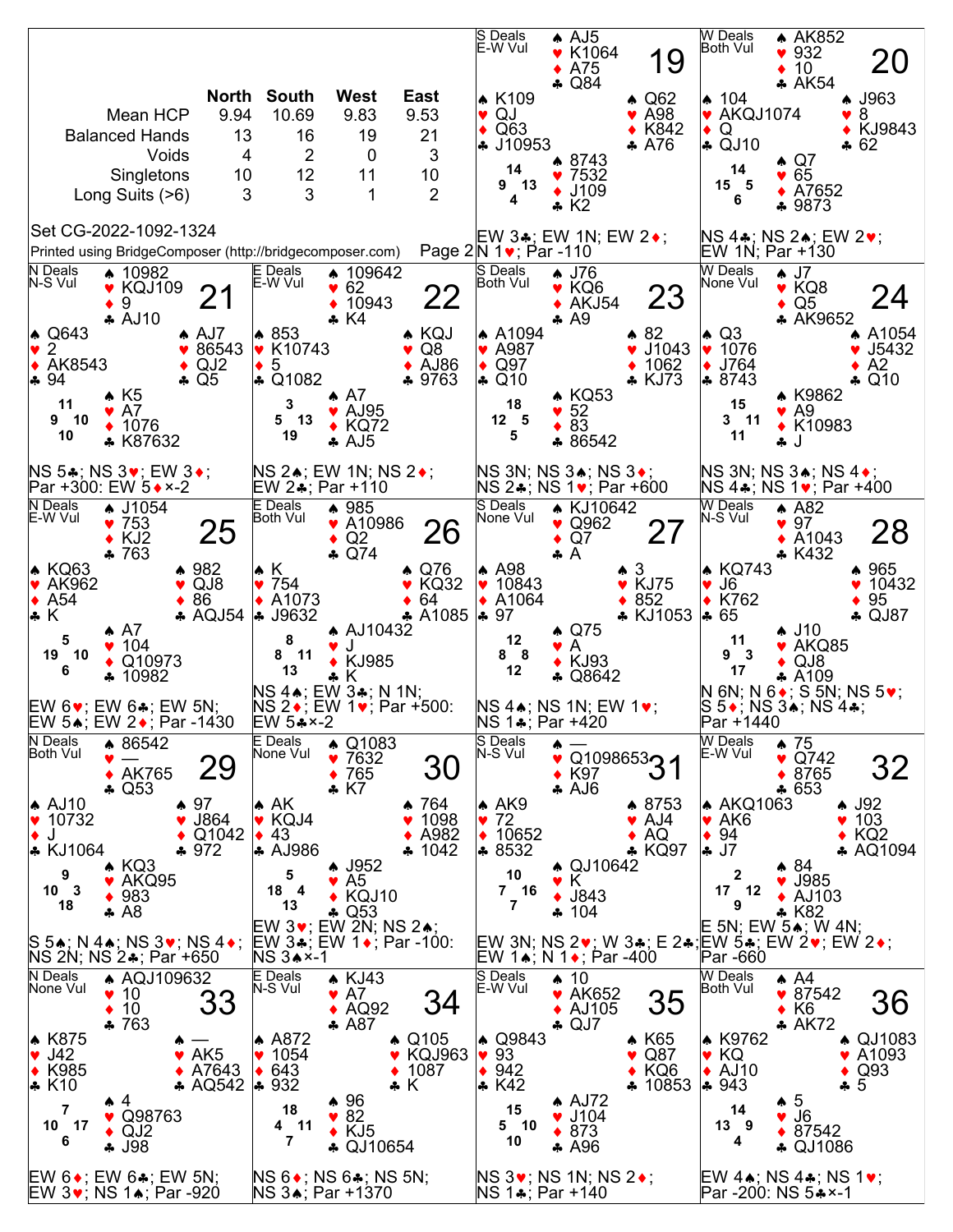| | North | South | West | East |
|---|---|---|---|---|
| Mean HCP | 9.94 | 10.69 | 9.83 | 9.53 |
| Balanced Hands | 13 | 16 | 19 | 21 |
| Voids | 4 | 2 | 0 | 3 |
| Singletons | 10 | 12 | 11 | 10 |
| Long Suits (>6) | 3 | 3 | 1 | 2 |

Set CG-2022-1092-1324

Printed using BridgeComposer (http://bridgecomposer.com)

## Board 19
S Deals, E-W Vul

North: ♠ AJ5 ♥ K1064 ♦ A75 ♣ Q84

West: ♠ K109 ♥ QJ ♦ Q63 ♣ J10953

East: ♠ Q62 ♥ A98 ♦ K842 ♣ A76

South: ♠ 8743 ♥ 7532 ♦ J109 ♣ K2

HCP: N 14, W 9, E 13, S 4

EW 3♣; EW 1N; EW 2♦; N 1♥; Par -110

## Board 20
W Deals, Both Vul

North: ♠ AK852 ♥ 932 ♦ 10 ♣ AK54

West: ♠ 104 ♥ AKQJ1074 ♦ Q ♣ QJ10

East: ♠ J963 ♥ 8 ♦ KJ9843 ♣ 62

South: ♠ Q7 ♥ 65 ♦ A7652 ♣ 9873

HCP: N 14, W 15, E 5, S 6

NS 4♣; NS 2♠; EW 2♥; EW 1N; Par +130

## Board 21
N Deals, N-S Vul

North: ♠ 10982 ♥ KQJ109 ♦ 9 ♣ AJ10

West: ♠ Q643 ♥ 2 ♦ AK8543 ♣ 94

East: ♠ AJ7 ♥ 86543 ♦ QJ2 ♣ Q5

South: ♠ K5 ♥ A7 ♦ 1076 ♣ K87632

HCP: N 11, W 9, E 10, S 10

NS 5♣; NS 3♥; EW 3♦; Par +300: EW 5♦×-2

## Board 22
E Deals, E-W Vul

North: ♠ 109642 ♥ 62 ♦ 10943 ♣ K4

West: ♠ 853 ♥ K10743 ♦ 5 ♣ Q1082

East: ♠ KQJ ♥ Q8 ♦ AJ86 ♣ 9763

South: ♠ A7 ♥ AJ95 ♦ KQ72 ♣ AJ5

HCP: N 3, W 5, E 13, S 19

NS 2♠; EW 1N; NS 2♦; EW 2♣; Par +110

## Board 23
S Deals, Both Vul

North: ♠ J76 ♥ KQ6 ♦ AKJ54 ♣ A9

West: ♠ A1094 ♥ A987 ♦ Q97 ♣ Q10

East: ♠ 82 ♥ J1043 ♦ 1062 ♣ KJ73

South: ♠ KQ53 ♥ 52 ♦ 83 ♣ 86542

HCP: N 18, W 12, E 5, S 5

NS 3N; NS 3♠; NS 3♦; NS 2♣; NS 1♥; Par +600

## Board 24
W Deals, None Vul

North: ♠ J7 ♥ KQ8 ♦ Q5 ♣ AK9652

West: ♠ Q3 ♥ 1076 ♦ J764 ♣ 8743

East: ♠ A1054 ♥ J5432 ♦ A2 ♣ Q10

South: ♠ K9862 ♥ A9 ♦ K10983 ♣ J

HCP: N 15, W 3, E 11, S 11

NS 3N; NS 3♠; NS 4♦; NS 4♣; NS 1♥; Par +400

## Board 25
N Deals, E-W Vul

North: ♠ J1054 ♥ 753 ♦ KJ2 ♣ 763

West: ♠ KQ63 ♥ AK962 ♦ A54 ♣ K

East: ♠ 982 ♥ QJ8 ♦ 86 ♣ AQJ54

South: ♠ A7 ♥ 104 ♦ Q10973 ♣ 10982

HCP: N 5, W 19, E 10, S 6

EW 6♥; EW 6♣; EW 5N; EW 5♠; EW 2♦; Par -1430

## Board 26
E Deals, Both Vul

North: ♠ 985 ♥ A10986 ♦ Q2 ♣ Q74

West: ♠ K ♥ 754 ♦ A1073 ♣ J9632

East: ♠ Q76 ♥ KQ32 ♦ 64 ♣ A1085

South: ♠ AJ10432 ♥ J ♦ KJ985 ♣ K

HCP: N 8, W 8, E 11, S 13

NS 4♠; EW 3♣; N 1N; NS 2♦; EW 1♥; Par +500: EW 5♣×-2

## Board 27
S Deals, None Vul

North: ♠ KJ10642 ♥ Q962 ♦ Q7 ♣ A

West: ♠ A98 ♥ 10843 ♦ A1064 ♣ 97

East: ♠ 3 ♥ KJ75 ♦ 852 ♣ KJ1053

South: ♠ Q75 ♥ A ♦ KJ93 ♣ Q8642

HCP: N 12, W 8, E 8, S 12

NS 4♠; NS 1N; EW 1♥; NS 1♣; Par +420

## Board 28
W Deals, N-S Vul

North: ♠ A82 ♥ 97 ♦ A1043 ♣ K432

West: ♠ KQ743 ♥ J6 ♦ K762 ♣ 65

East: ♠ 965 ♥ 10432 ♦ 95 ♣ QJ87

South: ♠ J10 ♥ AKQ85 ♦ QJ8 ♣ A109

HCP: N 11, W 9, E 3, S 17

N 6N; N 6♦; S 5N; NS 5♥; S 5♦; NS 3♠; NS 4♣; Par +1440

## Board 29
N Deals, Both Vul

North: ♠ 86542 ♥ — ♦ AK765 ♣ Q53

West: ♠ AJ10 ♥ 10732 ♦ J ♣ KJ1064

East: ♠ 97 ♥ J864 ♦ Q1042 ♣ 972

South: ♠ KQ3 ♥ AKQ95 ♦ 983 ♣ A8

HCP: N 9, W 10, E 3, S 18

S 5♠; N 4♠; NS 3♥; NS 4♦; NS 2N; NS 2♣; Par +650

## Board 30
E Deals, None Vul

North: ♠ Q1083 ♥ 7632 ♦ 765 ♣ K7

West: ♠ AK ♥ KQJ4 ♦ 43 ♣ AJ986

East: ♠ 764 ♥ 1098 ♦ A982 ♣ 1042

South: ♠ J952 ♥ A5 ♦ KQJ10 ♣ Q53

HCP: N 5, W 18, E 4, S 13

EW 3♥; EW 2N; NS 2♠; EW 3♣; EW 1♦; Par -100: NS 3♠×-1

## Board 31
S Deals, N-S Vul

North: ♠ — ♥ Q1098653 ♦ K97 ♣ AJ6

West: ♠ AK9 ♥ 72 ♦ 10652 ♣ 8532

East: ♠ 8753 ♥ AJ4 ♦ AQ ♣ KQ97

South: ♠ QJ10642 ♥ K ♦ J843 ♣ 104

HCP: N 10, W 7, E 16, S 7

EW 3N; NS 2♥; W 3♣; E 2♠; EW 1♠; N 1♦; Par -400

## Board 32
W Deals, E-W Vul

North: ♠ 75 ♥ Q742 ♦ 8765 ♣ 653

West: ♠ AKQ1063 ♥ AK6 ♦ 94 ♣ J7

East: ♠ J92 ♥ 103 ♦ KQ2 ♣ AQ1094

South: ♠ 84 ♥ J985 ♦ AJ103 ♣ K82

HCP: N 2, W 17, E 12, S 9

E 5N; EW 5♠; W 4N; EW 5♣; EW 2♥; EW 2♦; Par -660

## Board 33
N Deals, None Vul

North: ♠ AQJ109632 ♥ 10 ♦ 10 ♣ 763

West: ♠ K875 ♥ J42 ♦ K985 ♣ K10

East: ♠ — ♥ AK5 ♦ A7643 ♣ AQ542

South: ♠ 4 ♥ Q98763 ♦ QJ2 ♣ J98

HCP: N 7, W 10, E 17, S 6

EW 6♦; EW 6♣; EW 5N; EW 3♥; NS 1♠; Par -920

## Board 34
E Deals, N-S Vul

North: ♠ KJ43 ♥ A7 ♦ AQ92 ♣ A87

West: ♠ A872 ♥ 1054 ♦ 643 ♣ 932

East: ♠ Q105 ♥ KQJ963 ♦ 1087 ♣ K

South: ♠ 96 ♥ 82 ♦ KJ5 ♣ QJ10654

HCP: N 18, W 4, E 11, S 7

NS 6♦; NS 6♣; NS 5N; NS 3♠; Par +1370

## Board 35
S Deals, E-W Vul

North: ♠ 10 ♥ AK652 ♦ AJ105 ♣ QJ7

West: ♠ Q9843 ♥ 93 ♦ 942 ♣ K42

East: ♠ K65 ♥ Q87 ♦ KQ6 ♣ 10853

South: ♠ AJ72 ♥ J104 ♦ 873 ♣ A96

HCP: N 15, W 5, E 10, S 10

NS 3♥; NS 1N; NS 2♦; NS 1♣; Par +140

## Board 36
W Deals, Both Vul

North: ♠ A4 ♥ 87542 ♦ K6 ♣ AK72

West: ♠ K9762 ♥ KQ ♦ AJ10 ♣ 943

East: ♠ QJ1083 ♥ A1093 ♦ Q93 ♣ 5

South: ♠ 5 ♥ J6 ♦ 87542 ♣ QJ1086

HCP: N 14, W 13, E 9, S 4

EW 4♠; NS 4♣; NS 1♥; Par -200: NS 5♣×-1